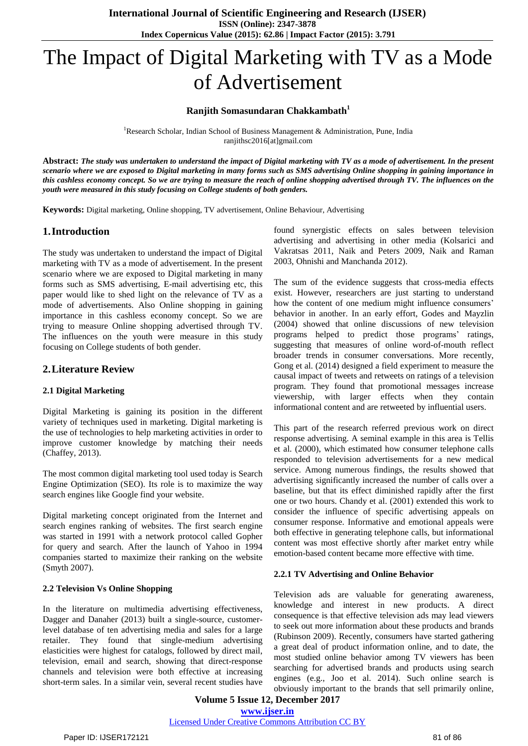# The Impact of Digital Marketing with TV as a Mode of Advertisement

**Ranjith Somasundaran Chakkambath[1]**

[1]Research Scholar, Indian School of Business Management & Administration, Pune, India
ranjithsc2016[at]gmail.com

**Abstract:** ***The study was undertaken to understand the impact of Digital marketing with TV as a mode of advertisement. In the present scenario where we are exposed to Digital marketing in many forms such as SMS advertising Online shopping in gaining importance in this cashless economy concept. So we are trying to measure the reach of online shopping advertised through TV. The influences on the youth were measured in this study focusing on College students of both genders.***

**Keywords:** Digital marketing, Online shopping, TV advertisement, Online Behaviour, Advertising

## 1. Introduction

The study was undertaken to understand the impact of Digital marketing with TV as a mode of advertisement. In the present scenario where we are exposed to Digital marketing in many forms such as SMS advertising, E-mail advertising etc, this paper would like to shed light on the relevance of TV as a mode of advertisements. Also Online shopping in gaining importance in this cashless economy concept. So we are trying to measure Online shopping advertised through TV. The influences on the youth were measure in this study focusing on College students of both gender.

## 2. Literature Review

### 2.1 Digital Marketing

Digital Marketing is gaining its position in the different variety of techniques used in marketing. Digital marketing is the use of technologies to help marketing activities in order to improve customer knowledge by matching their needs (Chaffey, 2013).

The most common digital marketing tool used today is Search Engine Optimization (SEO). Its role is to maximize the way search engines like Google find your website.

Digital marketing concept originated from the Internet and search engines ranking of websites. The first search engine was started in 1991 with a network protocol called Gopher for query and search. After the launch of Yahoo in 1994 companies started to maximize their ranking on the website (Smyth 2007).

### 2.2 Television Vs Online Shopping

In the literature on multimedia advertising effectiveness, Dagger and Danaher (2013) built a single-source, customer-level database of ten advertising media and sales for a large retailer. They found that single-medium advertising elasticities were highest for catalogs, followed by direct mail, television, email and search, showing that direct-response channels and television were both effective at increasing short-term sales. In a similar vein, several recent studies have found synergistic effects on sales between television advertising and advertising in other media (Kolsarici and Vakratsas 2011, Naik and Peters 2009, Naik and Raman 2003, Ohnishi and Manchanda 2012).

The sum of the evidence suggests that cross-media effects exist. However, researchers are just starting to understand how the content of one medium might influence consumers' behavior in another. In an early effort, Godes and Mayzlin (2004) showed that online discussions of new television programs helped to predict those programs' ratings, suggesting that measures of online word-of-mouth reflect broader trends in consumer conversations. More recently, Gong et al. (2014) designed a field experiment to measure the causal impact of tweets and retweets on ratings of a television program. They found that promotional messages increase viewership, with larger effects when they contain informational content and are retweeted by influential users.

This part of the research referred previous work on direct response advertising. A seminal example in this area is Tellis et al. (2000), which estimated how consumer telephone calls responded to television advertisements for a new medical service. Among numerous findings, the results showed that advertising significantly increased the number of calls over a baseline, but that its effect diminished rapidly after the first one or two hours. Chandy et al. (2001) extended this work to consider the influence of specific advertising appeals on consumer response. Informative and emotional appeals were both effective in generating telephone calls, but informational content was most effective shortly after market entry while emotion-based content became more effective with time.

#### 2.2.1 TV Advertising and Online Behavior

Television ads are valuable for generating awareness, knowledge and interest in new products. A direct consequence is that effective television ads may lead viewers to seek out more information about these products and brands (Rubinson 2009). Recently, consumers have started gathering a great deal of product information online, and to date, the most studied online behavior among TV viewers has been searching for advertised brands and products using search engines (e.g., Joo et al. 2014). Such online search is obviously important to the brands that sell primarily online,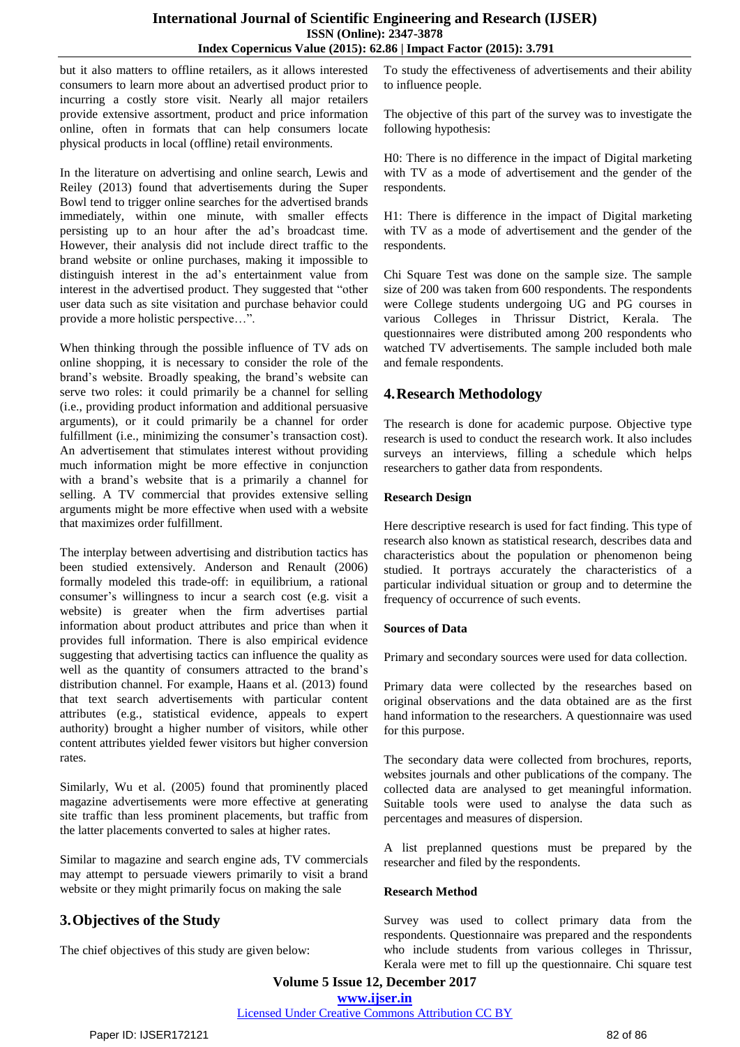but it also matters to offline retailers, as it allows interested consumers to learn more about an advertised product prior to incurring a costly store visit. Nearly all major retailers provide extensive assortment, product and price information online, often in formats that can help consumers locate physical products in local (offline) retail environments.

In the literature on advertising and online search, Lewis and Reiley (2013) found that advertisements during the Super Bowl tend to trigger online searches for the advertised brands immediately, within one minute, with smaller effects persisting up to an hour after the ad's broadcast time. However, their analysis did not include direct traffic to the brand website or online purchases, making it impossible to distinguish interest in the ad's entertainment value from interest in the advertised product. They suggested that "other user data such as site visitation and purchase behavior could provide a more holistic perspective…".

When thinking through the possible influence of TV ads on online shopping, it is necessary to consider the role of the brand's website. Broadly speaking, the brand's website can serve two roles: it could primarily be a channel for selling (i.e., providing product information and additional persuasive arguments), or it could primarily be a channel for order fulfillment (i.e., minimizing the consumer's transaction cost). An advertisement that stimulates interest without providing much information might be more effective in conjunction with a brand's website that is a primarily a channel for selling. A TV commercial that provides extensive selling arguments might be more effective when used with a website that maximizes order fulfillment.

The interplay between advertising and distribution tactics has been studied extensively. Anderson and Renault (2006) formally modeled this trade-off: in equilibrium, a rational consumer's willingness to incur a search cost (e.g. visit a website) is greater when the firm advertises partial information about product attributes and price than when it provides full information. There is also empirical evidence suggesting that advertising tactics can influence the quality as well as the quantity of consumers attracted to the brand's distribution channel. For example, Haans et al. (2013) found that text search advertisements with particular content attributes (e.g., statistical evidence, appeals to expert authority) brought a higher number of visitors, while other content attributes yielded fewer visitors but higher conversion rates.

Similarly, Wu et al. (2005) found that prominently placed magazine advertisements were more effective at generating site traffic than less prominent placements, but traffic from the latter placements converted to sales at higher rates.

Similar to magazine and search engine ads, TV commercials may attempt to persuade viewers primarily to visit a brand website or they might primarily focus on making the sale

## 3. Objectives of the Study

The chief objectives of this study are given below:

To study the effectiveness of advertisements and their ability to influence people.

The objective of this part of the survey was to investigate the following hypothesis:

H0: There is no difference in the impact of Digital marketing with TV as a mode of advertisement and the gender of the respondents.

H1: There is difference in the impact of Digital marketing with TV as a mode of advertisement and the gender of the respondents.

Chi Square Test was done on the sample size. The sample size of 200 was taken from 600 respondents. The respondents were College students undergoing UG and PG courses in various Colleges in Thrissur District, Kerala. The questionnaires were distributed among 200 respondents who watched TV advertisements. The sample included both male and female respondents.

## 4. Research Methodology

The research is done for academic purpose. Objective type research is used to conduct the research work. It also includes surveys an interviews, filling a schedule which helps researchers to gather data from respondents.

**Research Design**

Here descriptive research is used for fact finding. This type of research also known as statistical research, describes data and characteristics about the population or phenomenon being studied. It portrays accurately the characteristics of a particular individual situation or group and to determine the frequency of occurrence of such events.

**Sources of Data**

Primary and secondary sources were used for data collection.

Primary data were collected by the researches based on original observations and the data obtained are as the first hand information to the researchers. A questionnaire was used for this purpose.

The secondary data were collected from brochures, reports, websites journals and other publications of the company. The collected data are analysed to get meaningful information. Suitable tools were used to analyse the data such as percentages and measures of dispersion.

A list preplanned questions must be prepared by the researcher and filed by the respondents.

**Research Method**

Survey was used to collect primary data from the respondents. Questionnaire was prepared and the respondents who include students from various colleges in Thrissur, Kerala were met to fill up the questionnaire. Chi square test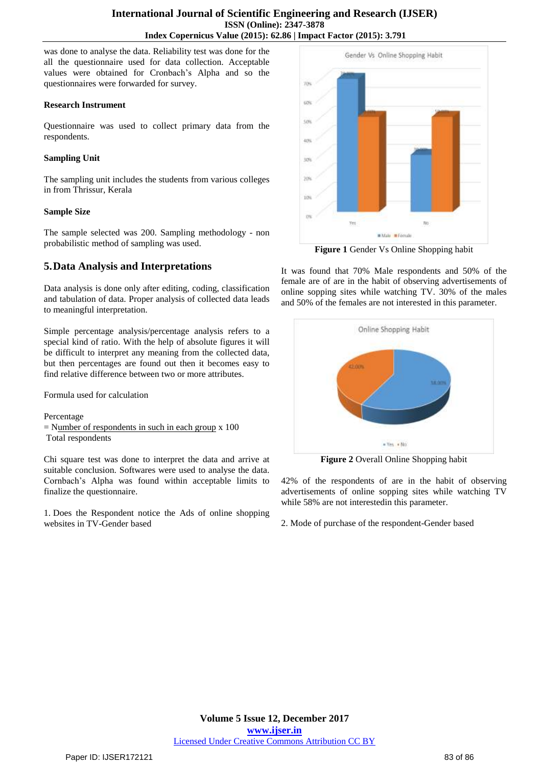was done to analyse the data. Reliability test was done for the all the questionnaire used for data collection. Acceptable values were obtained for Cronbach's Alpha and so the questionnaires were forwarded for survey.

**Research Instrument**

Questionnaire was used to collect primary data from the respondents.

**Sampling Unit**

The sampling unit includes the students from various colleges in from Thrissur, Kerala

**Sample Size**

The sample selected was 200. Sampling methodology - non probabilistic method of sampling was used.

## 5. Data Analysis and Interpretations

Data analysis is done only after editing, coding, classification and tabulation of data. Proper analysis of collected data leads to meaningful interpretation.

Simple percentage analysis/percentage analysis refers to a special kind of ratio. With the help of absolute figures it will be difficult to interpret any meaning from the collected data, but then percentages are found out then it becomes easy to find relative difference between two or more attributes.

Formula used for calculation

Percentage
= Number of respondents in such in each group x 100
Total respondents

Chi square test was done to interpret the data and arrive at suitable conclusion. Softwares were used to analyse the data. Cornbach's Alpha was found within acceptable limits to finalize the questionnaire.

1. Does the Respondent notice the Ads of online shopping websites in TV-Gender based

**Figure 1** Gender Vs Online Shopping habit

It was found that 70% Male respondents and 50% of the female are of are in the habit of observing advertisements of online sopping sites while watching TV. 30% of the males and 50% of the females are not interested in this parameter.

**Figure 2** Overall Online Shopping habit

42% of the respondents of are in the habit of observing advertisements of online sopping sites while watching TV while 58% are not interestedin this parameter.

2. Mode of purchase of the respondent-Gender based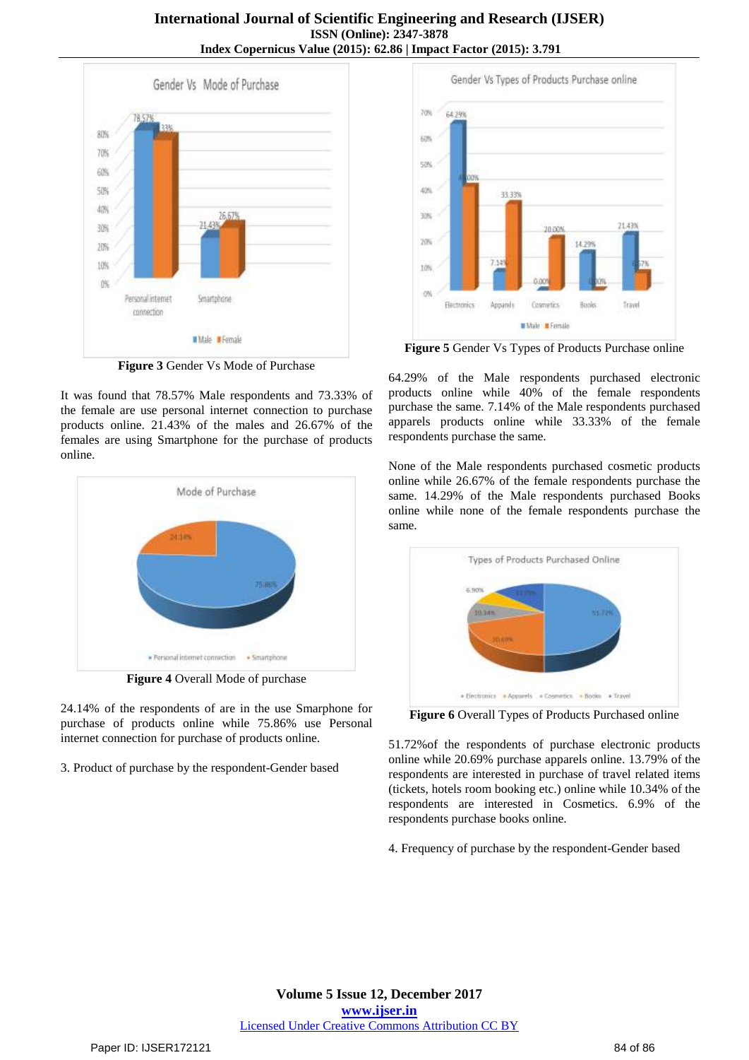Figure 3 Gender Vs Mode of Purchase

It was found that 78.57% Male respondents and 73.33% of the female are use personal internet connection to purchase products online. 21.43% of the males and 26.67% of the females are using Smartphone for the purchase of products online.

Figure 4 Overall Mode of purchase

24.14% of the respondents of are in the use Smarphone for purchase of products online while 75.86% use Personal internet connection for purchase of products online.

3. Product of purchase by the respondent-Gender based

Figure 5 Gender Vs Types of Products Purchase online

64.29% of the Male respondents purchased electronic products online while 40% of the female respondents purchase the same. 7.14% of the Male respondents purchased apparels products online while 33.33% of the female respondents purchase the same.

None of the Male respondents purchased cosmetic products online while 26.67% of the female respondents purchase the same. 14.29% of the Male respondents purchased Books online while none of the female respondents purchase the same.

Figure 6 Overall Types of Products Purchased online

51.72%of the respondents of purchase electronic products online while 20.69% purchase apparels online. 13.79% of the respondents are interested in purchase of travel related items (tickets, hotels room booking etc.) online while 10.34% of the respondents are interested in Cosmetics. 6.9% of the respondents purchase books online.

4. Frequency of purchase by the respondent-Gender based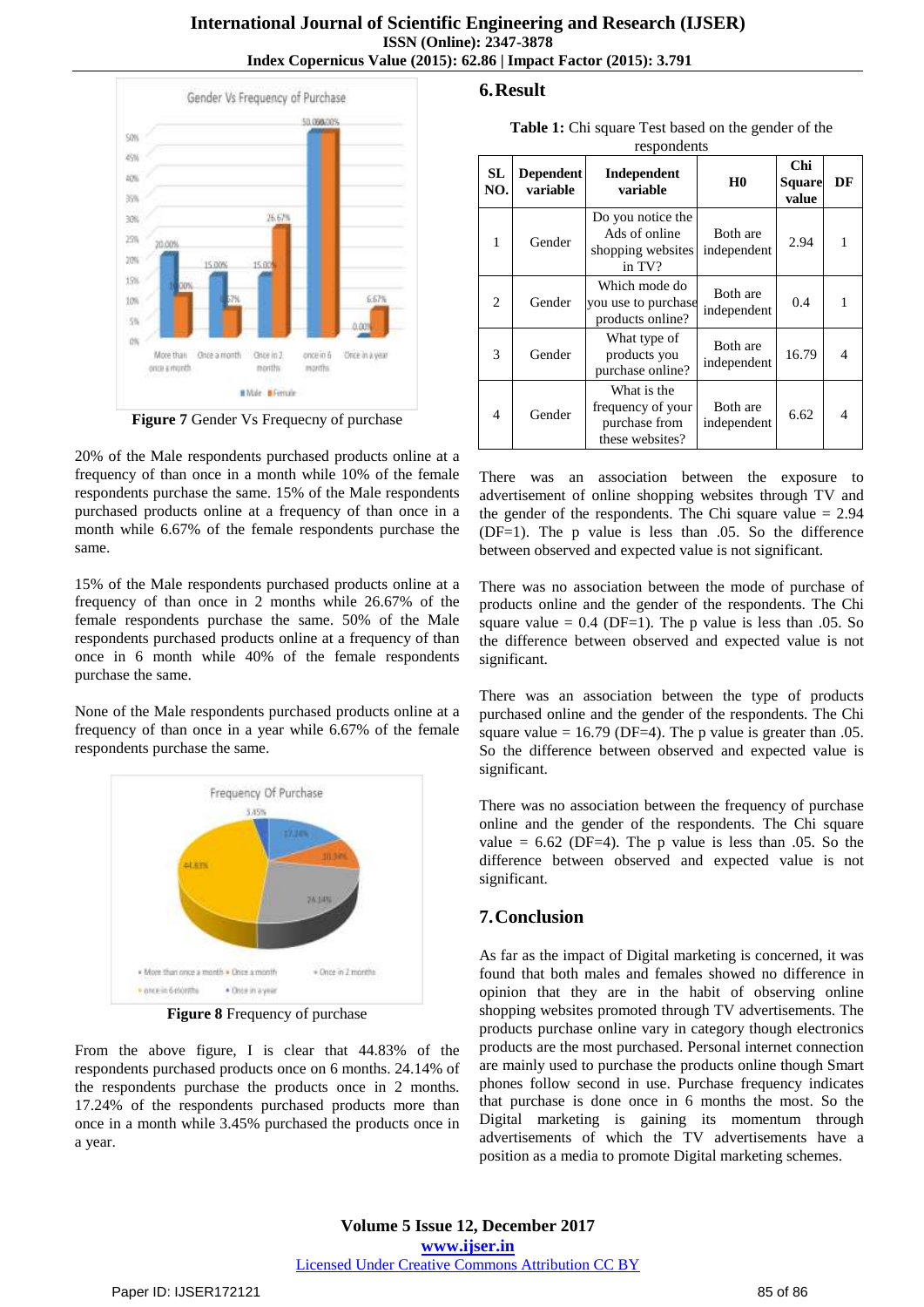Figure 7 Gender Vs Frequecny of purchase

20% of the Male respondents purchased products online at a frequency of than once in a month while 10% of the female respondents purchase the same. 15% of the Male respondents purchased products online at a frequency of than once in a month while 6.67% of the female respondents purchase the same.

15% of the Male respondents purchased products online at a frequency of than once in 2 months while 26.67% of the female respondents purchase the same. 50% of the Male respondents purchased products online at a frequency of than once in 6 month while 40% of the female respondents purchase the same.

None of the Male respondents purchased products online at a frequency of than once in a year while 6.67% of the female respondents purchase the same.

**Figure 8** Frequency of purchase

From the above figure, I is clear that 44.83% of the respondents purchased products once on 6 months. 24.14% of the respondents purchase the products once in 2 months. 17.24% of the respondents purchased products more than once in a month while 3.45% purchased the products once in a year.

## 6. Result

**Table 1:** Chi square Test based on the gender of the respondents

| SL NO. | Dependent variable | Independent variable | H0 | Chi Square value | DF |
|---|---|---|---|---|---|
| 1 | Gender | Do you notice the Ads of online shopping websites in TV? | Both are independent | 2.94 | 1 |
| 2 | Gender | Which mode do you use to purchase products online? | Both are independent | 0.4 | 1 |
| 3 | Gender | What type of products you purchase online? | Both are independent | 16.79 | 4 |
| 4 | Gender | What is the frequency of your purchase from these websites? | Both are independent | 6.62 | 4 |

There was an association between the exposure to advertisement of online shopping websites through TV and the gender of the respondents. The Chi square value = 2.94 (DF=1). The p value is less than .05. So the difference between observed and expected value is not significant.

There was no association between the mode of purchase of products online and the gender of the respondents. The Chi square value = 0.4 (DF=1). The p value is less than .05. So the difference between observed and expected value is not significant.

There was an association between the type of products purchased online and the gender of the respondents. The Chi square value = 16.79 (DF=4). The p value is greater than .05. So the difference between observed and expected value is significant.

There was no association between the frequency of purchase online and the gender of the respondents. The Chi square value = 6.62 (DF=4). The p value is less than .05. So the difference between observed and expected value is not significant.

## 7. Conclusion

As far as the impact of Digital marketing is concerned, it was found that both males and females showed no difference in opinion that they are in the habit of observing online shopping websites promoted through TV advertisements. The products purchase online vary in category though electronics products are the most purchased. Personal internet connection are mainly used to purchase the products online though Smart phones follow second in use. Purchase frequency indicates that purchase is done once in 6 months the most. So the Digital marketing is gaining its momentum through advertisements of which the TV advertisements have a position as a media to promote Digital marketing schemes.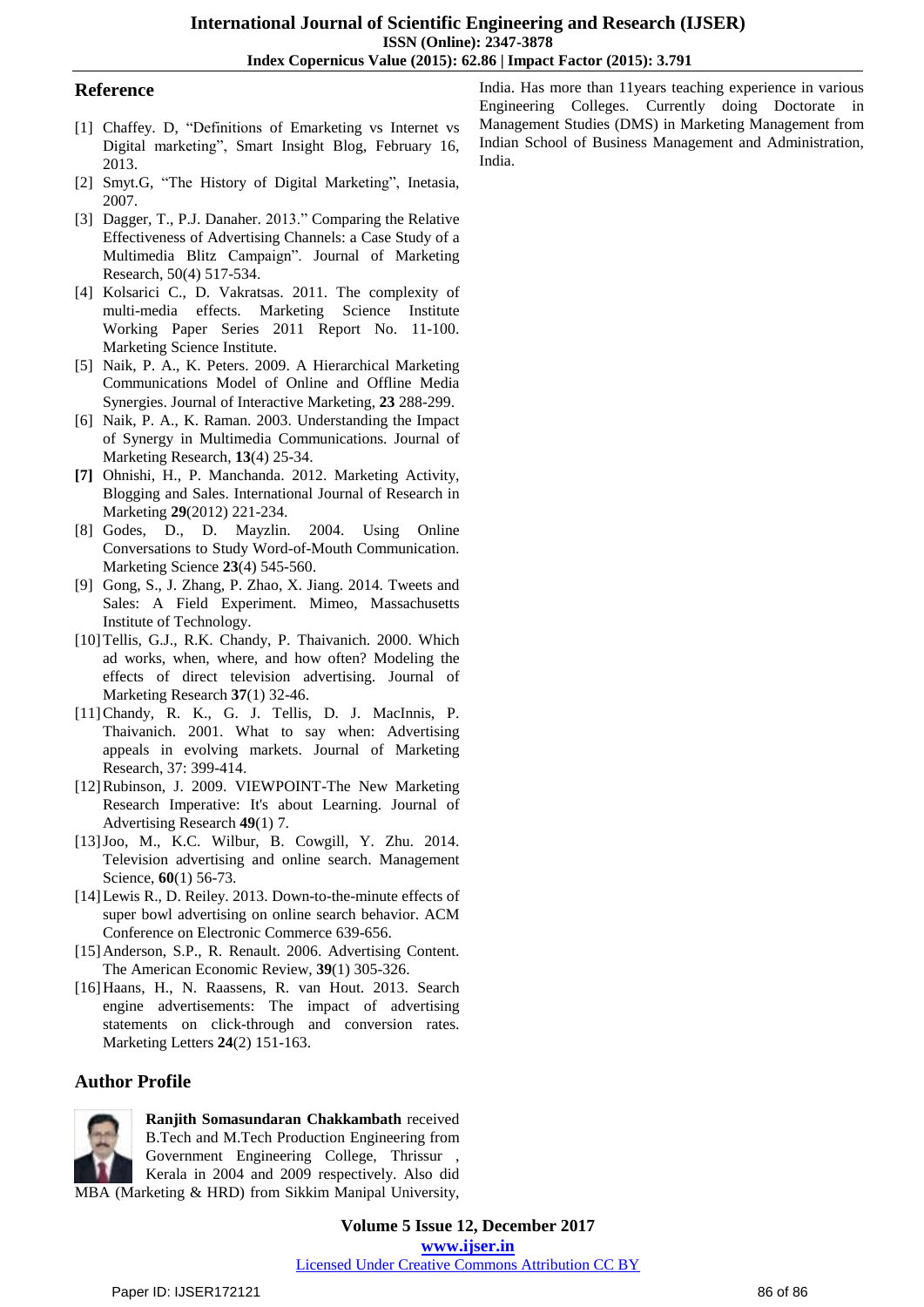## Reference

[1] Chaffey. D, "Definitions of Emarketing vs Internet vs Digital marketing", Smart Insight Blog, February 16, 2013.

[2] Smyt.G, "The History of Digital Marketing", Inetasia, 2007.

[3] Dagger, T., P.J. Danaher. 2013." Comparing the Relative Effectiveness of Advertising Channels: a Case Study of a Multimedia Blitz Campaign". Journal of Marketing Research, 50(4) 517-534.

[4] Kolsarici C., D. Vakratsas. 2011. The complexity of multi-media effects. Marketing Science Institute Working Paper Series 2011 Report No. 11-100. Marketing Science Institute.

[5] Naik, P. A., K. Peters. 2009. A Hierarchical Marketing Communications Model of Online and Offline Media Synergies. Journal of Interactive Marketing, **23** 288-299.

[6] Naik, P. A., K. Raman. 2003. Understanding the Impact of Synergy in Multimedia Communications. Journal of Marketing Research, **13**(4) 25-34.

**[7]** Ohnishi, H., P. Manchanda. 2012. Marketing Activity, Blogging and Sales. International Journal of Research in Marketing **29**(2012) 221-234.

[8] Godes, D., D. Mayzlin. 2004. Using Online Conversations to Study Word-of-Mouth Communication. Marketing Science **23**(4) 545-560.

[9] Gong, S., J. Zhang, P. Zhao, X. Jiang. 2014. Tweets and Sales: A Field Experiment. Mimeo, Massachusetts Institute of Technology.

[10] Tellis, G.J., R.K. Chandy, P. Thaivanich. 2000. Which ad works, when, where, and how often? Modeling the effects of direct television advertising. Journal of Marketing Research **37**(1) 32-46.

[11] Chandy, R. K., G. J. Tellis, D. J. MacInnis, P. Thaivanich. 2001. What to say when: Advertising appeals in evolving markets. Journal of Marketing Research, 37: 399-414.

[12] Rubinson, J. 2009. VIEWPOINT-The New Marketing Research Imperative: It's about Learning. Journal of Advertising Research **49**(1) 7.

[13] Joo, M., K.C. Wilbur, B. Cowgill, Y. Zhu. 2014. Television advertising and online search. Management Science, **60**(1) 56-73.

[14] Lewis R., D. Reiley. 2013. Down-to-the-minute effects of super bowl advertising on online search behavior. ACM Conference on Electronic Commerce 639-656.

[15] Anderson, S.P., R. Renault. 2006. Advertising Content. The American Economic Review, **39**(1) 305-326.

[16] Haans, H., N. Raassens, R. van Hout. 2013. Search engine advertisements: The impact of advertising statements on click-through and conversion rates. Marketing Letters **24**(2) 151-163.

## Author Profile

**Ranjith Somasundaran Chakkambath** received B.Tech and M.Tech Production Engineering from Government Engineering College, Thrissur , Kerala in 2004 and 2009 respectively. Also did MBA (Marketing & HRD) from Sikkim Manipal University, India. Has more than 11years teaching experience in various Engineering Colleges. Currently doing Doctorate in Management Studies (DMS) in Marketing Management from Indian School of Business Management and Administration, India.